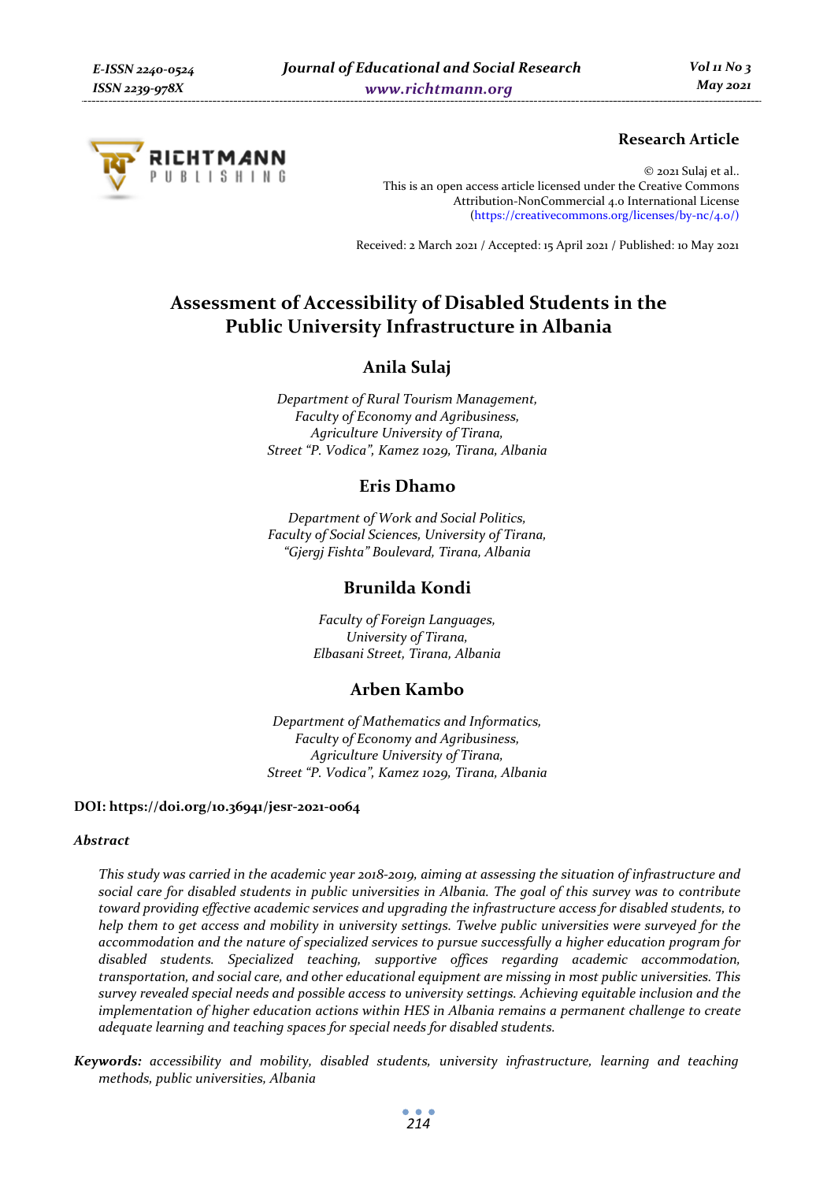**Research Article**

© 2021 Sulaj et al..
This is an open access article licensed under the Creative Commons Attribution-NonCommercial 4.0 International License
(https://creativecommons.org/licenses/by-nc/4.0/)

Received: 2 March 2021 / Accepted: 15 April 2021 / Published: 10 May 2021

# Assessment of Accessibility of Disabled Students in the Public University Infrastructure in Albania

## Anila Sulaj

*Department of Rural Tourism Management,*
*Faculty of Economy and Agribusiness,*
*Agriculture University of Tirana,*
*Street "P. Vodica", Kamez 1029, Tirana, Albania*

## Eris Dhamo

*Department of Work and Social Politics,*
*Faculty of Social Sciences, University of Tirana,*
*"Gjergj Fishta" Boulevard, Tirana, Albania*

## Brunilda Kondi

*Faculty of Foreign Languages,*
*University of Tirana,*
*Elbasani Street, Tirana, Albania*

## Arben Kambo

*Department of Mathematics and Informatics,*
*Faculty of Economy and Agribusiness,*
*Agriculture University of Tirana,*
*Street "P. Vodica", Kamez 1029, Tirana, Albania*

**DOI: https://doi.org/10.36941/jesr-2021-0064**

### *Abstract*

*This study was carried in the academic year 2018-2019, aiming at assessing the situation of infrastructure and social care for disabled students in public universities in Albania. The goal of this survey was to contribute toward providing effective academic services and upgrading the infrastructure access for disabled students, to help them to get access and mobility in university settings. Twelve public universities were surveyed for the accommodation and the nature of specialized services to pursue successfully a higher education program for disabled students. Specialized teaching, supportive offices regarding academic accommodation, transportation, and social care, and other educational equipment are missing in most public universities. This survey revealed special needs and possible access to university settings. Achieving equitable inclusion and the implementation of higher education actions within HES in Albania remains a permanent challenge to create adequate learning and teaching spaces for special needs for disabled students.*

***Keywords:*** *accessibility and mobility, disabled students, university infrastructure, learning and teaching methods, public universities, Albania*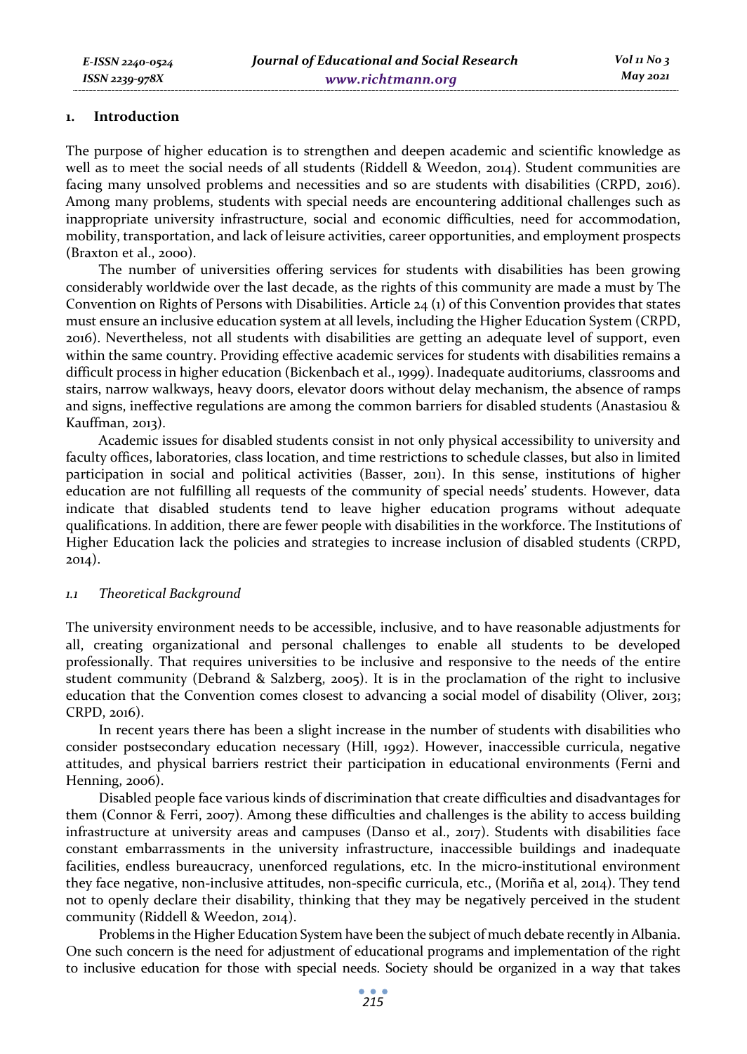## 1. Introduction

The purpose of higher education is to strengthen and deepen academic and scientific knowledge as well as to meet the social needs of all students (Riddell & Weedon, 2014). Student communities are facing many unsolved problems and necessities and so are students with disabilities (CRPD, 2016). Among many problems, students with special needs are encountering additional challenges such as inappropriate university infrastructure, social and economic difficulties, need for accommodation, mobility, transportation, and lack of leisure activities, career opportunities, and employment prospects (Braxton et al., 2000).

The number of universities offering services for students with disabilities has been growing considerably worldwide over the last decade, as the rights of this community are made a must by The Convention on Rights of Persons with Disabilities. Article 24 (1) of this Convention provides that states must ensure an inclusive education system at all levels, including the Higher Education System (CRPD, 2016). Nevertheless, not all students with disabilities are getting an adequate level of support, even within the same country. Providing effective academic services for students with disabilities remains a difficult process in higher education (Bickenbach et al., 1999). Inadequate auditoriums, classrooms and stairs, narrow walkways, heavy doors, elevator doors without delay mechanism, the absence of ramps and signs, ineffective regulations are among the common barriers for disabled students (Anastasiou & Kauffman, 2013).

Academic issues for disabled students consist in not only physical accessibility to university and faculty offices, laboratories, class location, and time restrictions to schedule classes, but also in limited participation in social and political activities (Basser, 2011). In this sense, institutions of higher education are not fulfilling all requests of the community of special needs' students. However, data indicate that disabled students tend to leave higher education programs without adequate qualifications. In addition, there are fewer people with disabilities in the workforce. The Institutions of Higher Education lack the policies and strategies to increase inclusion of disabled students (CRPD, 2014).

### *1.1 Theoretical Background*

The university environment needs to be accessible, inclusive, and to have reasonable adjustments for all, creating organizational and personal challenges to enable all students to be developed professionally. That requires universities to be inclusive and responsive to the needs of the entire student community (Debrand & Salzberg, 2005). It is in the proclamation of the right to inclusive education that the Convention comes closest to advancing a social model of disability (Oliver, 2013; CRPD, 2016).

In recent years there has been a slight increase in the number of students with disabilities who consider postsecondary education necessary (Hill, 1992). However, inaccessible curricula, negative attitudes, and physical barriers restrict their participation in educational environments (Ferni and Henning, 2006).

Disabled people face various kinds of discrimination that create difficulties and disadvantages for them (Connor & Ferri, 2007). Among these difficulties and challenges is the ability to access building infrastructure at university areas and campuses (Danso et al., 2017). Students with disabilities face constant embarrassments in the university infrastructure, inaccessible buildings and inadequate facilities, endless bureaucracy, unenforced regulations, etc. In the micro-institutional environment they face negative, non-inclusive attitudes, non-specific curricula, etc., (Moriña et al, 2014). They tend not to openly declare their disability, thinking that they may be negatively perceived in the student community (Riddell & Weedon, 2014).

Problems in the Higher Education System have been the subject of much debate recently in Albania. One such concern is the need for adjustment of educational programs and implementation of the right to inclusive education for those with special needs. Society should be organized in a way that takes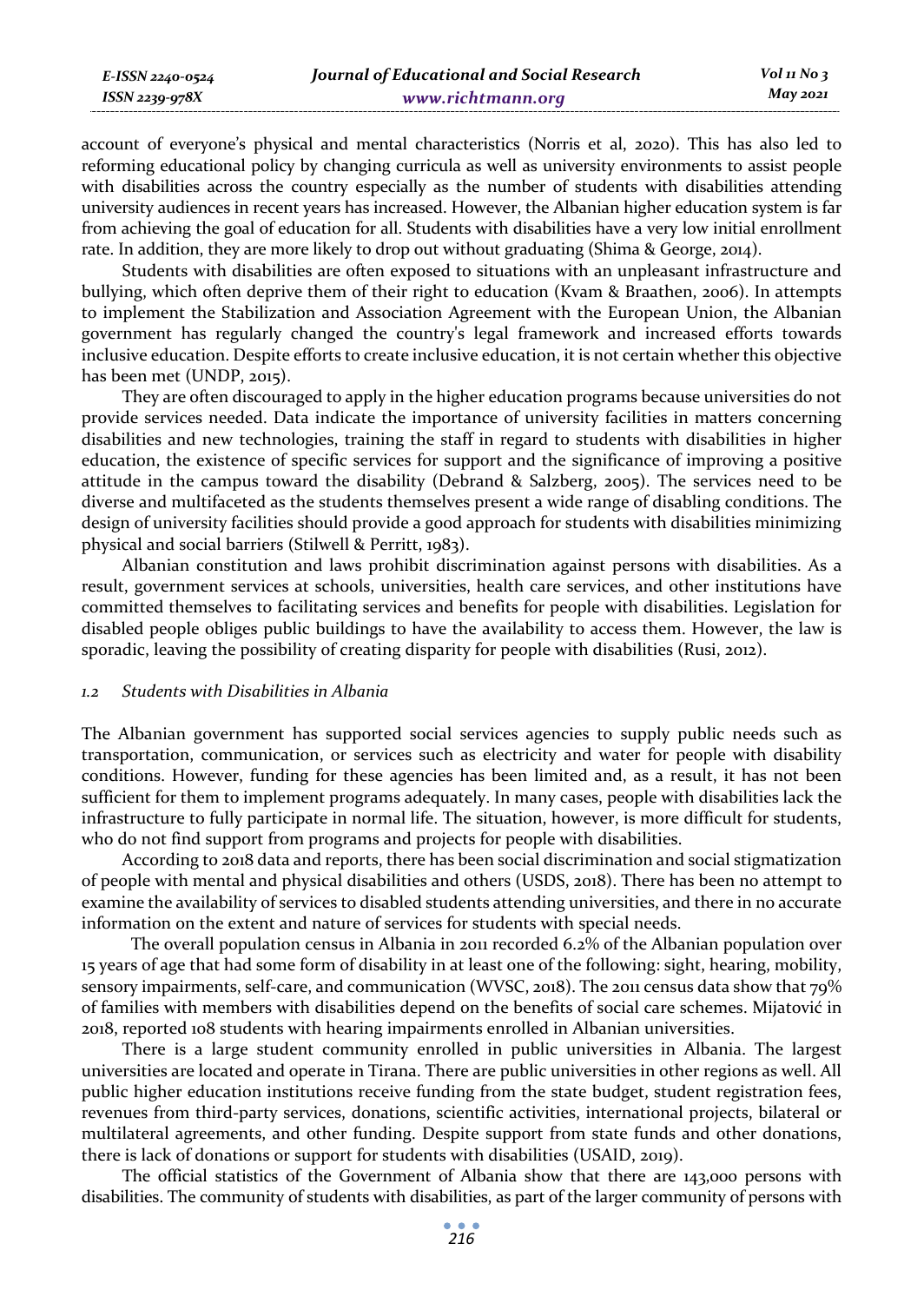account of everyone's physical and mental characteristics (Norris et al, 2020). This has also led to reforming educational policy by changing curricula as well as university environments to assist people with disabilities across the country especially as the number of students with disabilities attending university audiences in recent years has increased. However, the Albanian higher education system is far from achieving the goal of education for all. Students with disabilities have a very low initial enrollment rate. In addition, they are more likely to drop out without graduating (Shima & George, 2014).

Students with disabilities are often exposed to situations with an unpleasant infrastructure and bullying, which often deprive them of their right to education (Kvam & Braathen, 2006). In attempts to implement the Stabilization and Association Agreement with the European Union, the Albanian government has regularly changed the country's legal framework and increased efforts towards inclusive education. Despite efforts to create inclusive education, it is not certain whether this objective has been met (UNDP, 2015).

They are often discouraged to apply in the higher education programs because universities do not provide services needed. Data indicate the importance of university facilities in matters concerning disabilities and new technologies, training the staff in regard to students with disabilities in higher education, the existence of specific services for support and the significance of improving a positive attitude in the campus toward the disability (Debrand & Salzberg, 2005). The services need to be diverse and multifaceted as the students themselves present a wide range of disabling conditions. The design of university facilities should provide a good approach for students with disabilities minimizing physical and social barriers (Stilwell & Perritt, 1983).

Albanian constitution and laws prohibit discrimination against persons with disabilities. As a result, government services at schools, universities, health care services, and other institutions have committed themselves to facilitating services and benefits for people with disabilities. Legislation for disabled people obliges public buildings to have the availability to access them. However, the law is sporadic, leaving the possibility of creating disparity for people with disabilities (Rusi, 2012).

### *1.2 Students with Disabilities in Albania*

The Albanian government has supported social services agencies to supply public needs such as transportation, communication, or services such as electricity and water for people with disability conditions. However, funding for these agencies has been limited and, as a result, it has not been sufficient for them to implement programs adequately. In many cases, people with disabilities lack the infrastructure to fully participate in normal life. The situation, however, is more difficult for students, who do not find support from programs and projects for people with disabilities.

According to 2018 data and reports, there has been social discrimination and social stigmatization of people with mental and physical disabilities and others (USDS, 2018). There has been no attempt to examine the availability of services to disabled students attending universities, and there in no accurate information on the extent and nature of services for students with special needs.

The overall population census in Albania in 2011 recorded 6.2% of the Albanian population over 15 years of age that had some form of disability in at least one of the following: sight, hearing, mobility, sensory impairments, self-care, and communication (WVSC, 2018). The 2011 census data show that 79% of families with members with disabilities depend on the benefits of social care schemes. Mijatović in 2018, reported 108 students with hearing impairments enrolled in Albanian universities.

There is a large student community enrolled in public universities in Albania. The largest universities are located and operate in Tirana. There are public universities in other regions as well. All public higher education institutions receive funding from the state budget, student registration fees, revenues from third-party services, donations, scientific activities, international projects, bilateral or multilateral agreements, and other funding. Despite support from state funds and other donations, there is lack of donations or support for students with disabilities (USAID, 2019).

The official statistics of the Government of Albania show that there are 143,000 persons with disabilities. The community of students with disabilities, as part of the larger community of persons with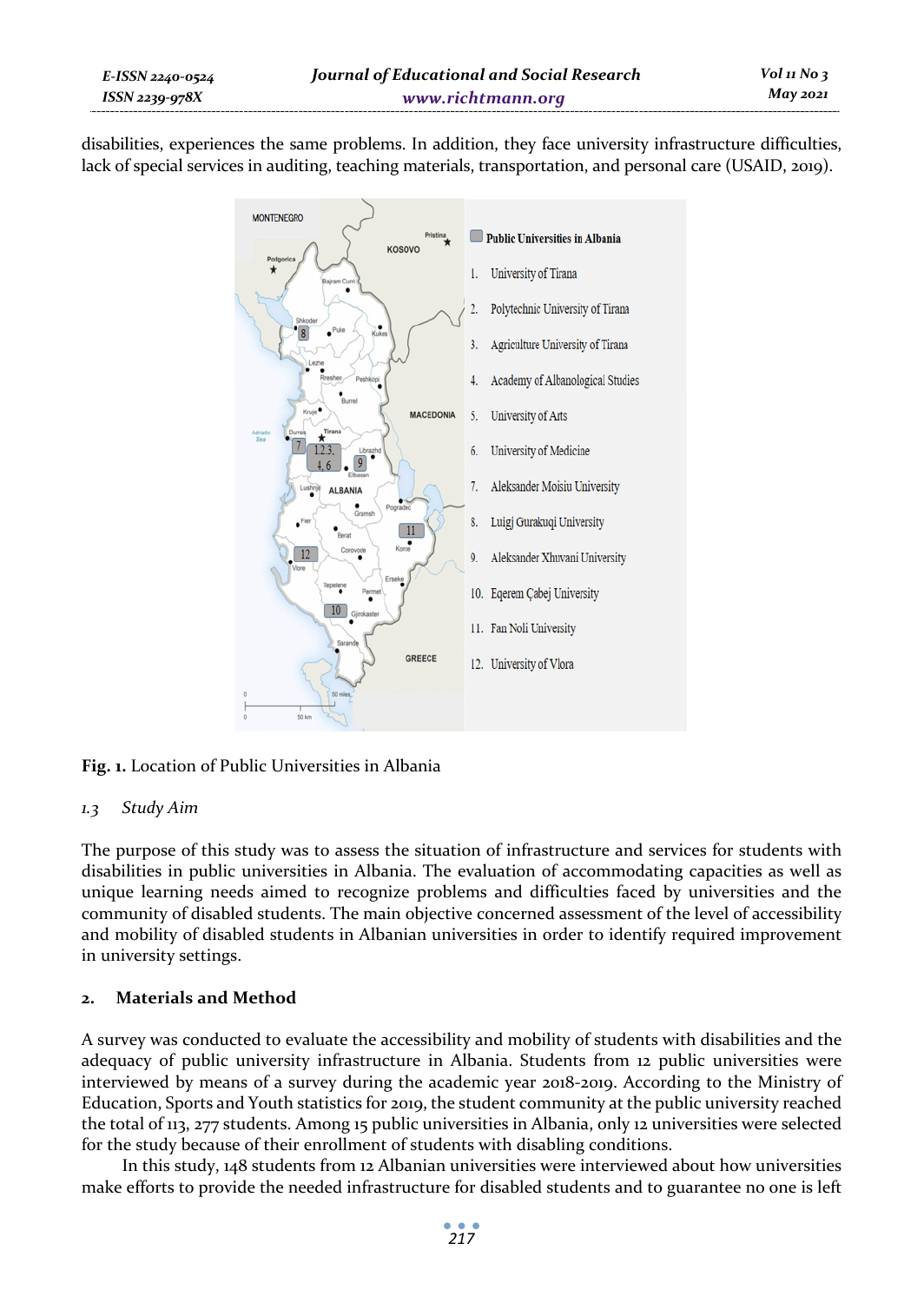disabilities, experiences the same problems. In addition, they face university infrastructure difficulties, lack of special services in auditing, teaching materials, transportation, and personal care (USAID, 2019).

**Fig. 1.** Location of Public Universities in Albania

### *1.3 Study Aim*

The purpose of this study was to assess the situation of infrastructure and services for students with disabilities in public universities in Albania. The evaluation of accommodating capacities as well as unique learning needs aimed to recognize problems and difficulties faced by universities and the community of disabled students. The main objective concerned assessment of the level of accessibility and mobility of disabled students in Albanian universities in order to identify required improvement in university settings.

## 2. Materials and Method

A survey was conducted to evaluate the accessibility and mobility of students with disabilities and the adequacy of public university infrastructure in Albania. Students from 12 public universities were interviewed by means of a survey during the academic year 2018-2019. According to the Ministry of Education, Sports and Youth statistics for 2019, the student community at the public university reached the total of 113, 277 students. Among 15 public universities in Albania, only 12 universities were selected for the study because of their enrollment of students with disabling conditions.

In this study, 148 students from 12 Albanian universities were interviewed about how universities make efforts to provide the needed infrastructure for disabled students and to guarantee no one is left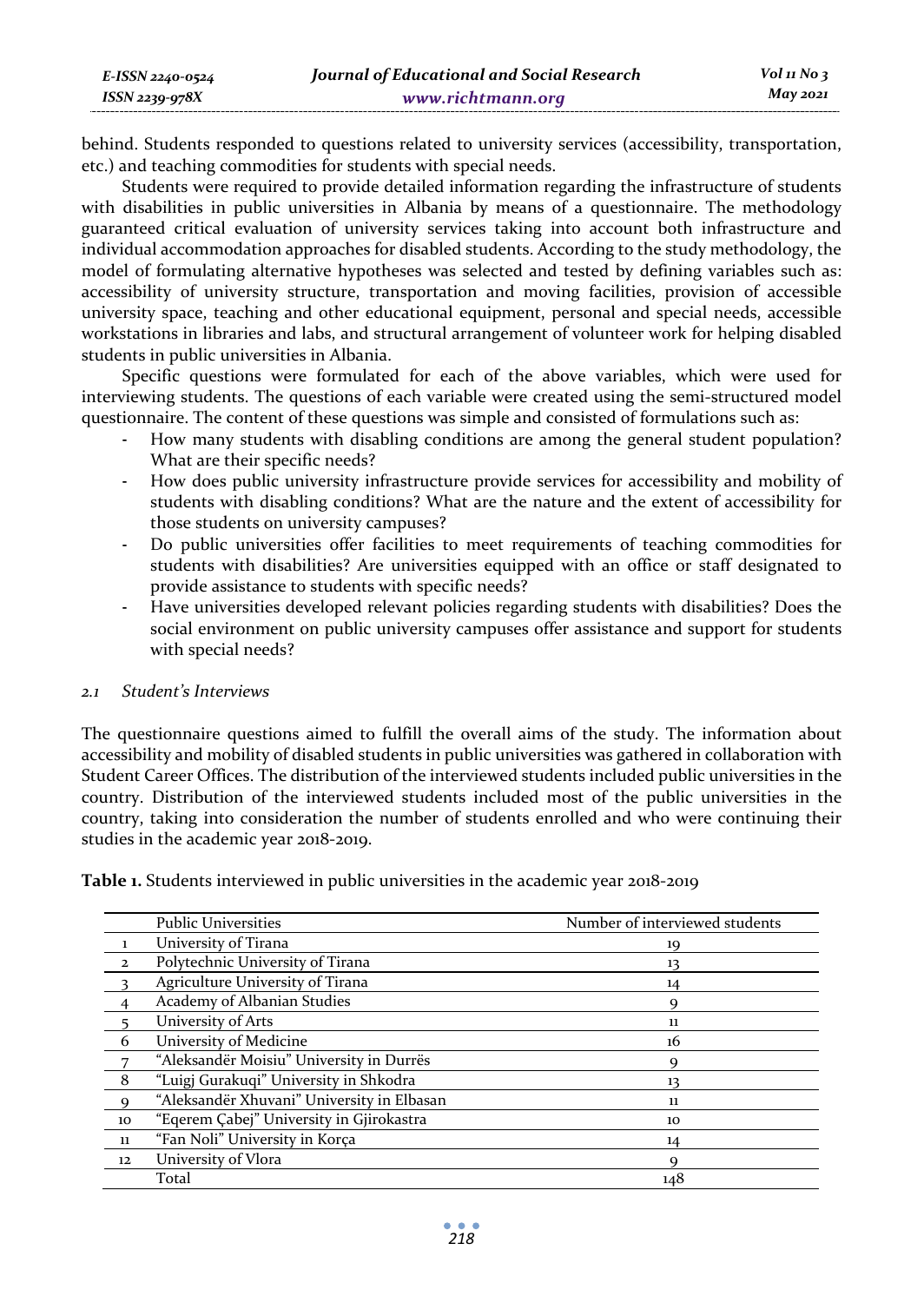behind. Students responded to questions related to university services (accessibility, transportation, etc.) and teaching commodities for students with special needs.

Students were required to provide detailed information regarding the infrastructure of students with disabilities in public universities in Albania by means of a questionnaire. The methodology guaranteed critical evaluation of university services taking into account both infrastructure and individual accommodation approaches for disabled students. According to the study methodology, the model of formulating alternative hypotheses was selected and tested by defining variables such as: accessibility of university structure, transportation and moving facilities, provision of accessible university space, teaching and other educational equipment, personal and special needs, accessible workstations in libraries and labs, and structural arrangement of volunteer work for helping disabled students in public universities in Albania.

Specific questions were formulated for each of the above variables, which were used for interviewing students. The questions of each variable were created using the semi-structured model questionnaire. The content of these questions was simple and consisted of formulations such as:

- How many students with disabling conditions are among the general student population? What are their specific needs?
- How does public university infrastructure provide services for accessibility and mobility of students with disabling conditions? What are the nature and the extent of accessibility for those students on university campuses?
- Do public universities offer facilities to meet requirements of teaching commodities for students with disabilities? Are universities equipped with an office or staff designated to provide assistance to students with specific needs?
- Have universities developed relevant policies regarding students with disabilities? Does the social environment on public university campuses offer assistance and support for students with special needs?

### 2.1 Student's Interviews

The questionnaire questions aimed to fulfill the overall aims of the study. The information about accessibility and mobility of disabled students in public universities was gathered in collaboration with Student Career Offices. The distribution of the interviewed students included public universities in the country. Distribution of the interviewed students included most of the public universities in the country, taking into consideration the number of students enrolled and who were continuing their studies in the academic year 2018-2019.

**Table 1.** Students interviewed in public universities in the academic year 2018-2019

| | Public Universities | Number of interviewed students |
|---|---|---|
| 1 | University of Tirana | 19 |
| 2 | Polytechnic University of Tirana | 13 |
| 3 | Agriculture University of Tirana | 14 |
| 4 | Academy of Albanian Studies | 9 |
| 5 | University of Arts | 11 |
| 6 | University of Medicine | 16 |
| 7 | "Aleksandër Moisiu" University in Durrës | 9 |
| 8 | "Luigj Gurakuqi" University in Shkodra | 13 |
| 9 | "Aleksandër Xhuvani" University in Elbasan | 11 |
| 10 | "Eqerem Çabej" University in Gjirokastra | 10 |
| 11 | "Fan Noli" University in Korça | 14 |
| 12 | University of Vlora | 9 |
| | Total | 148 |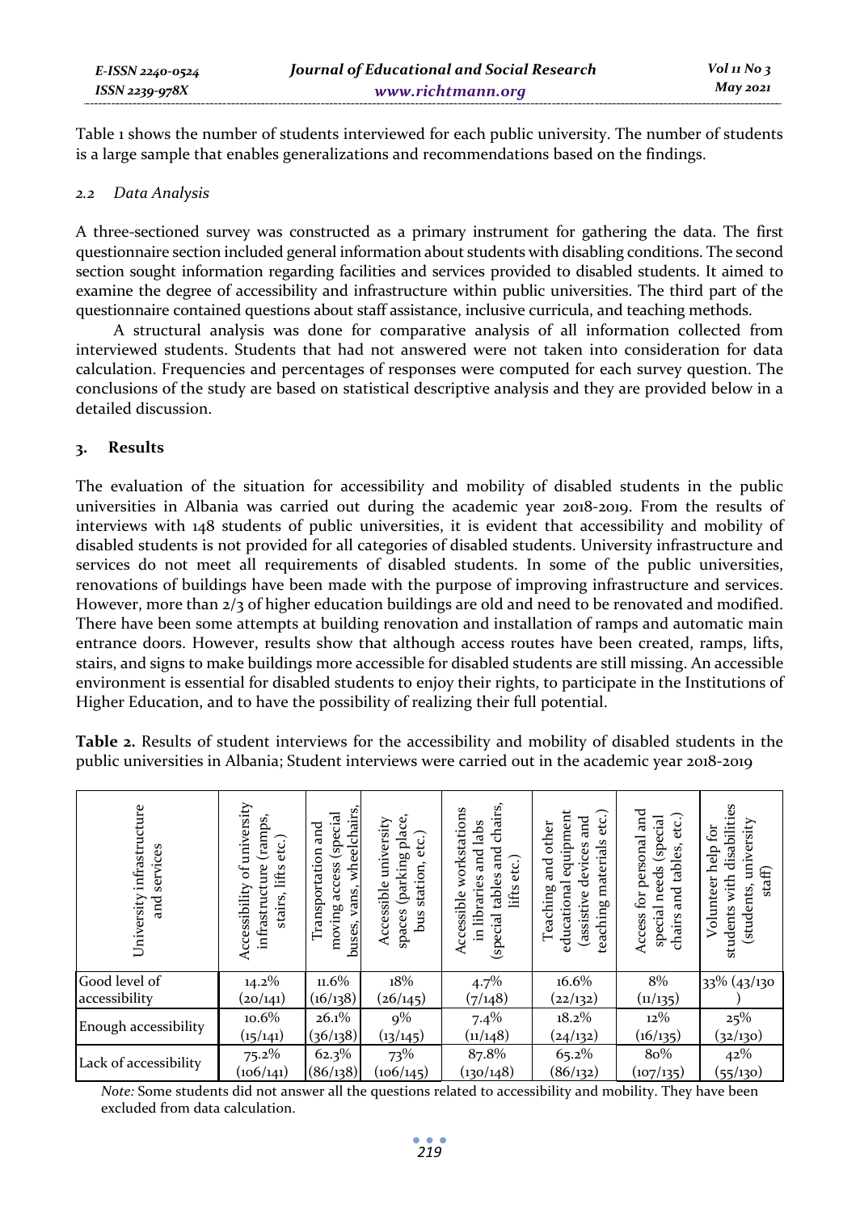Table 1 shows the number of students interviewed for each public university. The number of students is a large sample that enables generalizations and recommendations based on the findings.

### 2.2 Data Analysis

A three-sectioned survey was constructed as a primary instrument for gathering the data. The first questionnaire section included general information about students with disabling conditions. The second section sought information regarding facilities and services provided to disabled students. It aimed to examine the degree of accessibility and infrastructure within public universities. The third part of the questionnaire contained questions about staff assistance, inclusive curricula, and teaching methods.

A structural analysis was done for comparative analysis of all information collected from interviewed students. Students that had not answered were not taken into consideration for data calculation. Frequencies and percentages of responses were computed for each survey question. The conclusions of the study are based on statistical descriptive analysis and they are provided below in a detailed discussion.

## 3. Results

The evaluation of the situation for accessibility and mobility of disabled students in the public universities in Albania was carried out during the academic year 2018-2019. From the results of interviews with 148 students of public universities, it is evident that accessibility and mobility of disabled students is not provided for all categories of disabled students. University infrastructure and services do not meet all requirements of disabled students. In some of the public universities, renovations of buildings have been made with the purpose of improving infrastructure and services. However, more than 2/3 of higher education buildings are old and need to be renovated and modified. There have been some attempts at building renovation and installation of ramps and automatic main entrance doors. However, results show that although access routes have been created, ramps, lifts, stairs, and signs to make buildings more accessible for disabled students are still missing. An accessible environment is essential for disabled students to enjoy their rights, to participate in the Institutions of Higher Education, and to have the possibility of realizing their full potential.

**Table 2.** Results of student interviews for the accessibility and mobility of disabled students in the public universities in Albania; Student interviews were carried out in the academic year 2018-2019

| University infrastructure and services | Accessibility of university infrastructure (ramps, stairs, lifts etc.) | Transportation and moving access (special buses, vans, wheelchairs, | Accessible university spaces (parking place, bus station, etc.) | Accessible workstations in libraries and labs (special tables and chairs, lifts etc.) | Teaching and other educational equipment (assistive devices and teaching materials etc.) | Access for personal and special needs (special chairs and tables, etc.) | Volunteer help for students with disabilities (students, university staff) |
|---|---|---|---|---|---|---|---|
| Good level of accessibility | 14.2% (20/141) | 11.6% (16/138) | 18% (26/145) | 4.7% (7/148) | 16.6% (22/132) | 8% (11/135) | 33% (43/130) |
| Enough accessibility | 10.6% (15/141) | 26.1% (36/138) | 9% (13/145) | 7.4% (11/148) | 18.2% (24/132) | 12% (16/135) | 25% (32/130) |
| Lack of accessibility | 75.2% (106/141) | 62.3% (86/138) | 73% (106/145) | 87.8% (130/148) | 65.2% (86/132) | 80% (107/135) | 42% (55/130) |

*Note:* Some students did not answer all the questions related to accessibility and mobility. They have been excluded from data calculation.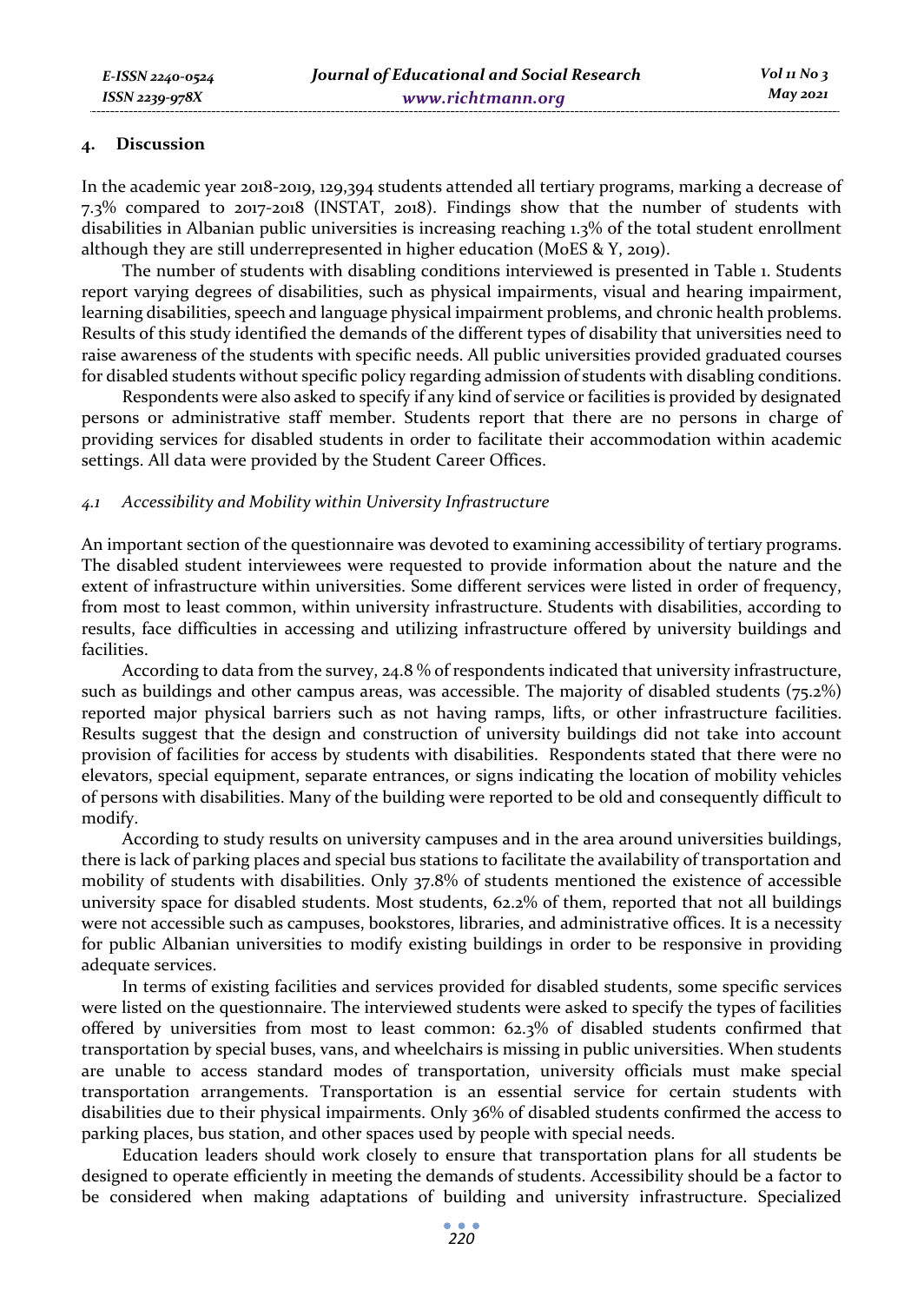## 4. Discussion

In the academic year 2018-2019, 129,394 students attended all tertiary programs, marking a decrease of 7.3% compared to 2017-2018 (INSTAT, 2018). Findings show that the number of students with disabilities in Albanian public universities is increasing reaching 1.3% of the total student enrollment although they are still underrepresented in higher education (MoES & Y, 2019).

The number of students with disabling conditions interviewed is presented in Table 1. Students report varying degrees of disabilities, such as physical impairments, visual and hearing impairment, learning disabilities, speech and language physical impairment problems, and chronic health problems. Results of this study identified the demands of the different types of disability that universities need to raise awareness of the students with specific needs. All public universities provided graduated courses for disabled students without specific policy regarding admission of students with disabling conditions.

Respondents were also asked to specify if any kind of service or facilities is provided by designated persons or administrative staff member. Students report that there are no persons in charge of providing services for disabled students in order to facilitate their accommodation within academic settings. All data were provided by the Student Career Offices.

### *4.1 Accessibility and Mobility within University Infrastructure*

An important section of the questionnaire was devoted to examining accessibility of tertiary programs. The disabled student interviewees were requested to provide information about the nature and the extent of infrastructure within universities. Some different services were listed in order of frequency, from most to least common, within university infrastructure. Students with disabilities, according to results, face difficulties in accessing and utilizing infrastructure offered by university buildings and facilities.

According to data from the survey, 24.8 % of respondents indicated that university infrastructure, such as buildings and other campus areas, was accessible. The majority of disabled students (75.2%) reported major physical barriers such as not having ramps, lifts, or other infrastructure facilities. Results suggest that the design and construction of university buildings did not take into account provision of facilities for access by students with disabilities. Respondents stated that there were no elevators, special equipment, separate entrances, or signs indicating the location of mobility vehicles of persons with disabilities. Many of the building were reported to be old and consequently difficult to modify.

According to study results on university campuses and in the area around universities buildings, there is lack of parking places and special bus stations to facilitate the availability of transportation and mobility of students with disabilities. Only 37.8% of students mentioned the existence of accessible university space for disabled students. Most students, 62.2% of them, reported that not all buildings were not accessible such as campuses, bookstores, libraries, and administrative offices. It is a necessity for public Albanian universities to modify existing buildings in order to be responsive in providing adequate services.

In terms of existing facilities and services provided for disabled students, some specific services were listed on the questionnaire. The interviewed students were asked to specify the types of facilities offered by universities from most to least common: 62.3% of disabled students confirmed that transportation by special buses, vans, and wheelchairs is missing in public universities. When students are unable to access standard modes of transportation, university officials must make special transportation arrangements. Transportation is an essential service for certain students with disabilities due to their physical impairments. Only 36% of disabled students confirmed the access to parking places, bus station, and other spaces used by people with special needs.

Education leaders should work closely to ensure that transportation plans for all students be designed to operate efficiently in meeting the demands of students. Accessibility should be a factor to be considered when making adaptations of building and university infrastructure. Specialized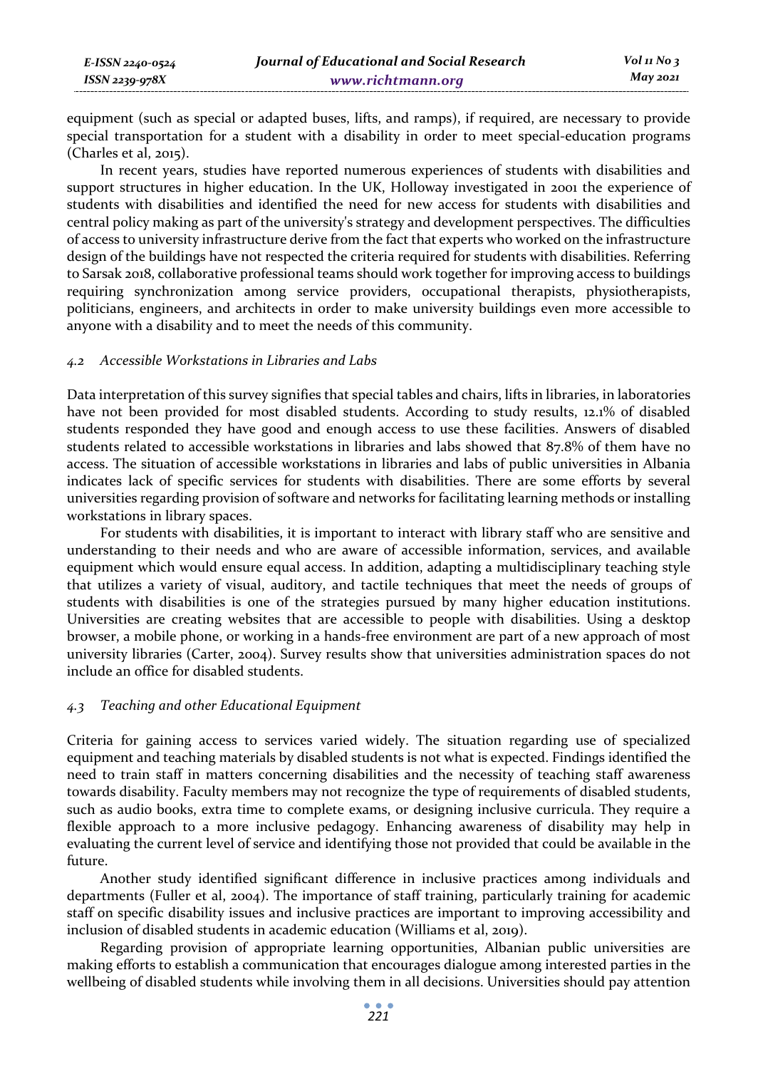equipment (such as special or adapted buses, lifts, and ramps), if required, are necessary to provide special transportation for a student with a disability in order to meet special-education programs (Charles et al, 2015).

In recent years, studies have reported numerous experiences of students with disabilities and support structures in higher education. In the UK, Holloway investigated in 2001 the experience of students with disabilities and identified the need for new access for students with disabilities and central policy making as part of the university's strategy and development perspectives. The difficulties of access to university infrastructure derive from the fact that experts who worked on the infrastructure design of the buildings have not respected the criteria required for students with disabilities. Referring to Sarsak 2018, collaborative professional teams should work together for improving access to buildings requiring synchronization among service providers, occupational therapists, physiotherapists, politicians, engineers, and architects in order to make university buildings even more accessible to anyone with a disability and to meet the needs of this community.

### *4.2 Accessible Workstations in Libraries and Labs*

Data interpretation of this survey signifies that special tables and chairs, lifts in libraries, in laboratories have not been provided for most disabled students. According to study results, 12.1% of disabled students responded they have good and enough access to use these facilities. Answers of disabled students related to accessible workstations in libraries and labs showed that 87.8% of them have no access. The situation of accessible workstations in libraries and labs of public universities in Albania indicates lack of specific services for students with disabilities. There are some efforts by several universities regarding provision of software and networks for facilitating learning methods or installing workstations in library spaces.

For students with disabilities, it is important to interact with library staff who are sensitive and understanding to their needs and who are aware of accessible information, services, and available equipment which would ensure equal access. In addition, adapting a multidisciplinary teaching style that utilizes a variety of visual, auditory, and tactile techniques that meet the needs of groups of students with disabilities is one of the strategies pursued by many higher education institutions. Universities are creating websites that are accessible to people with disabilities. Using a desktop browser, a mobile phone, or working in a hands-free environment are part of a new approach of most university libraries (Carter, 2004). Survey results show that universities administration spaces do not include an office for disabled students.

### *4.3 Teaching and other Educational Equipment*

Criteria for gaining access to services varied widely. The situation regarding use of specialized equipment and teaching materials by disabled students is not what is expected. Findings identified the need to train staff in matters concerning disabilities and the necessity of teaching staff awareness towards disability. Faculty members may not recognize the type of requirements of disabled students, such as audio books, extra time to complete exams, or designing inclusive curricula. They require a flexible approach to a more inclusive pedagogy. Enhancing awareness of disability may help in evaluating the current level of service and identifying those not provided that could be available in the future.

Another study identified significant difference in inclusive practices among individuals and departments (Fuller et al, 2004). The importance of staff training, particularly training for academic staff on specific disability issues and inclusive practices are important to improving accessibility and inclusion of disabled students in academic education (Williams et al, 2019).

Regarding provision of appropriate learning opportunities, Albanian public universities are making efforts to establish a communication that encourages dialogue among interested parties in the wellbeing of disabled students while involving them in all decisions. Universities should pay attention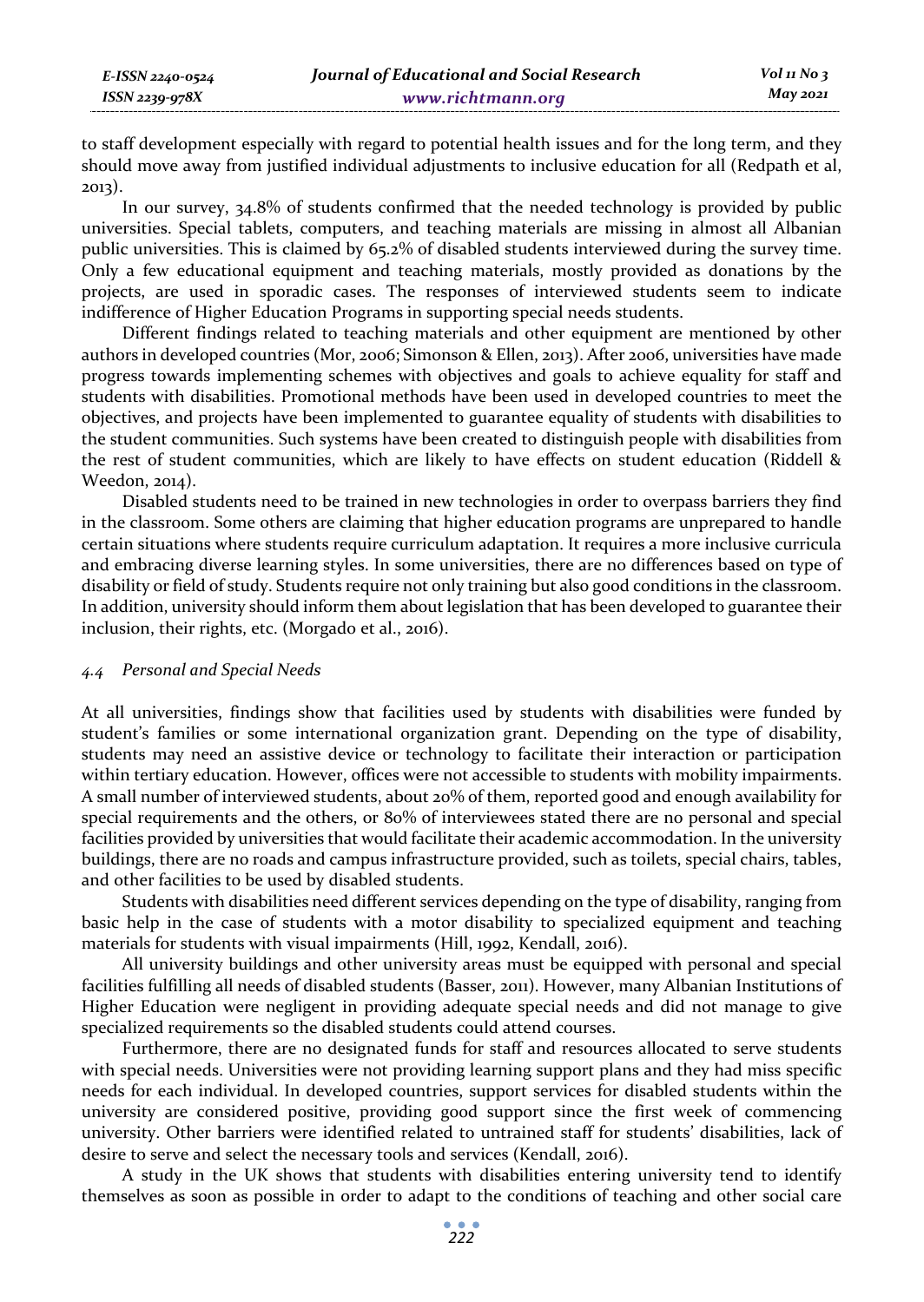to staff development especially with regard to potential health issues and for the long term, and they should move away from justified individual adjustments to inclusive education for all (Redpath et al, 2013).

In our survey, 34.8% of students confirmed that the needed technology is provided by public universities. Special tablets, computers, and teaching materials are missing in almost all Albanian public universities. This is claimed by 65.2% of disabled students interviewed during the survey time. Only a few educational equipment and teaching materials, mostly provided as donations by the projects, are used in sporadic cases. The responses of interviewed students seem to indicate indifference of Higher Education Programs in supporting special needs students.

Different findings related to teaching materials and other equipment are mentioned by other authors in developed countries (Mor, 2006; Simonson & Ellen, 2013). After 2006, universities have made progress towards implementing schemes with objectives and goals to achieve equality for staff and students with disabilities. Promotional methods have been used in developed countries to meet the objectives, and projects have been implemented to guarantee equality of students with disabilities to the student communities. Such systems have been created to distinguish people with disabilities from the rest of student communities, which are likely to have effects on student education (Riddell & Weedon, 2014).

Disabled students need to be trained in new technologies in order to overpass barriers they find in the classroom. Some others are claiming that higher education programs are unprepared to handle certain situations where students require curriculum adaptation. It requires a more inclusive curricula and embracing diverse learning styles. In some universities, there are no differences based on type of disability or field of study. Students require not only training but also good conditions in the classroom. In addition, university should inform them about legislation that has been developed to guarantee their inclusion, their rights, etc. (Morgado et al., 2016).

### *4.4 Personal and Special Needs*

At all universities, findings show that facilities used by students with disabilities were funded by student's families or some international organization grant. Depending on the type of disability, students may need an assistive device or technology to facilitate their interaction or participation within tertiary education. However, offices were not accessible to students with mobility impairments. A small number of interviewed students, about 20% of them, reported good and enough availability for special requirements and the others, or 80% of interviewees stated there are no personal and special facilities provided by universities that would facilitate their academic accommodation. In the university buildings, there are no roads and campus infrastructure provided, such as toilets, special chairs, tables, and other facilities to be used by disabled students.

Students with disabilities need different services depending on the type of disability, ranging from basic help in the case of students with a motor disability to specialized equipment and teaching materials for students with visual impairments (Hill, 1992, Kendall, 2016).

All university buildings and other university areas must be equipped with personal and special facilities fulfilling all needs of disabled students (Basser, 2011). However, many Albanian Institutions of Higher Education were negligent in providing adequate special needs and did not manage to give specialized requirements so the disabled students could attend courses.

Furthermore, there are no designated funds for staff and resources allocated to serve students with special needs. Universities were not providing learning support plans and they had miss specific needs for each individual. In developed countries, support services for disabled students within the university are considered positive, providing good support since the first week of commencing university. Other barriers were identified related to untrained staff for students' disabilities, lack of desire to serve and select the necessary tools and services (Kendall, 2016).

A study in the UK shows that students with disabilities entering university tend to identify themselves as soon as possible in order to adapt to the conditions of teaching and other social care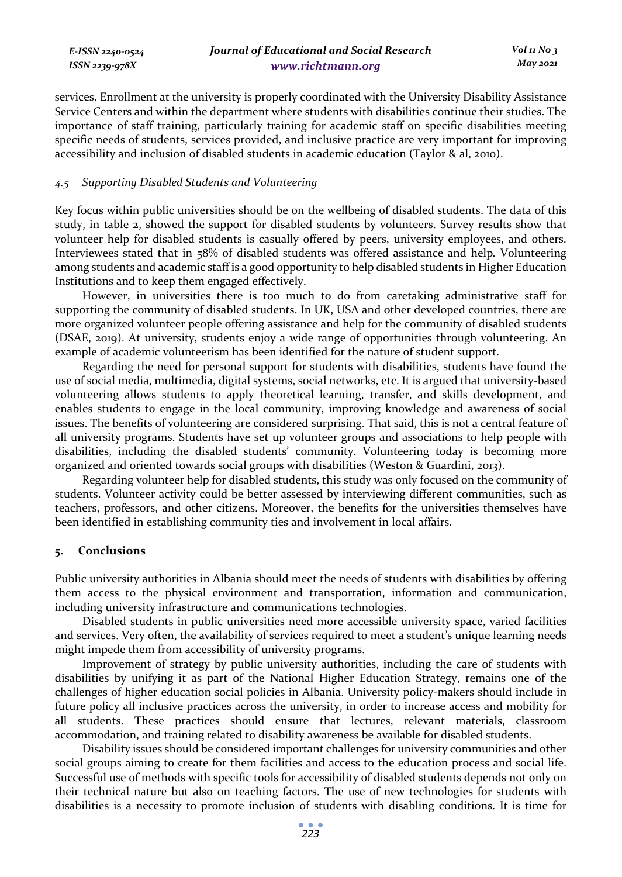services. Enrollment at the university is properly coordinated with the University Disability Assistance Service Centers and within the department where students with disabilities continue their studies. The importance of staff training, particularly training for academic staff on specific disabilities meeting specific needs of students, services provided, and inclusive practice are very important for improving accessibility and inclusion of disabled students in academic education (Taylor & al, 2010).

### *4.5 Supporting Disabled Students and Volunteering*

Key focus within public universities should be on the wellbeing of disabled students. The data of this study, in table 2, showed the support for disabled students by volunteers. Survey results show that volunteer help for disabled students is casually offered by peers, university employees, and others. Interviewees stated that in 58% of disabled students was offered assistance and help. Volunteering among students and academic staff is a good opportunity to help disabled students in Higher Education Institutions and to keep them engaged effectively.

However, in universities there is too much to do from caretaking administrative staff for supporting the community of disabled students. In UK, USA and other developed countries, there are more organized volunteer people offering assistance and help for the community of disabled students (DSAE, 2019). At university, students enjoy a wide range of opportunities through volunteering. An example of academic volunteerism has been identified for the nature of student support.

Regarding the need for personal support for students with disabilities, students have found the use of social media, multimedia, digital systems, social networks, etc. It is argued that university-based volunteering allows students to apply theoretical learning, transfer, and skills development, and enables students to engage in the local community, improving knowledge and awareness of social issues. The benefits of volunteering are considered surprising. That said, this is not a central feature of all university programs. Students have set up volunteer groups and associations to help people with disabilities, including the disabled students' community. Volunteering today is becoming more organized and oriented towards social groups with disabilities (Weston & Guardini, 2013).

Regarding volunteer help for disabled students, this study was only focused on the community of students. Volunteer activity could be better assessed by interviewing different communities, such as teachers, professors, and other citizens. Moreover, the benefits for the universities themselves have been identified in establishing community ties and involvement in local affairs.

## 5. Conclusions

Public university authorities in Albania should meet the needs of students with disabilities by offering them access to the physical environment and transportation, information and communication, including university infrastructure and communications technologies.

Disabled students in public universities need more accessible university space, varied facilities and services. Very often, the availability of services required to meet a student's unique learning needs might impede them from accessibility of university programs.

Improvement of strategy by public university authorities, including the care of students with disabilities by unifying it as part of the National Higher Education Strategy, remains one of the challenges of higher education social policies in Albania. University policy-makers should include in future policy all inclusive practices across the university, in order to increase access and mobility for all students. These practices should ensure that lectures, relevant materials, classroom accommodation, and training related to disability awareness be available for disabled students.

Disability issues should be considered important challenges for university communities and other social groups aiming to create for them facilities and access to the education process and social life. Successful use of methods with specific tools for accessibility of disabled students depends not only on their technical nature but also on teaching factors. The use of new technologies for students with disabilities is a necessity to promote inclusion of students with disabling conditions. It is time for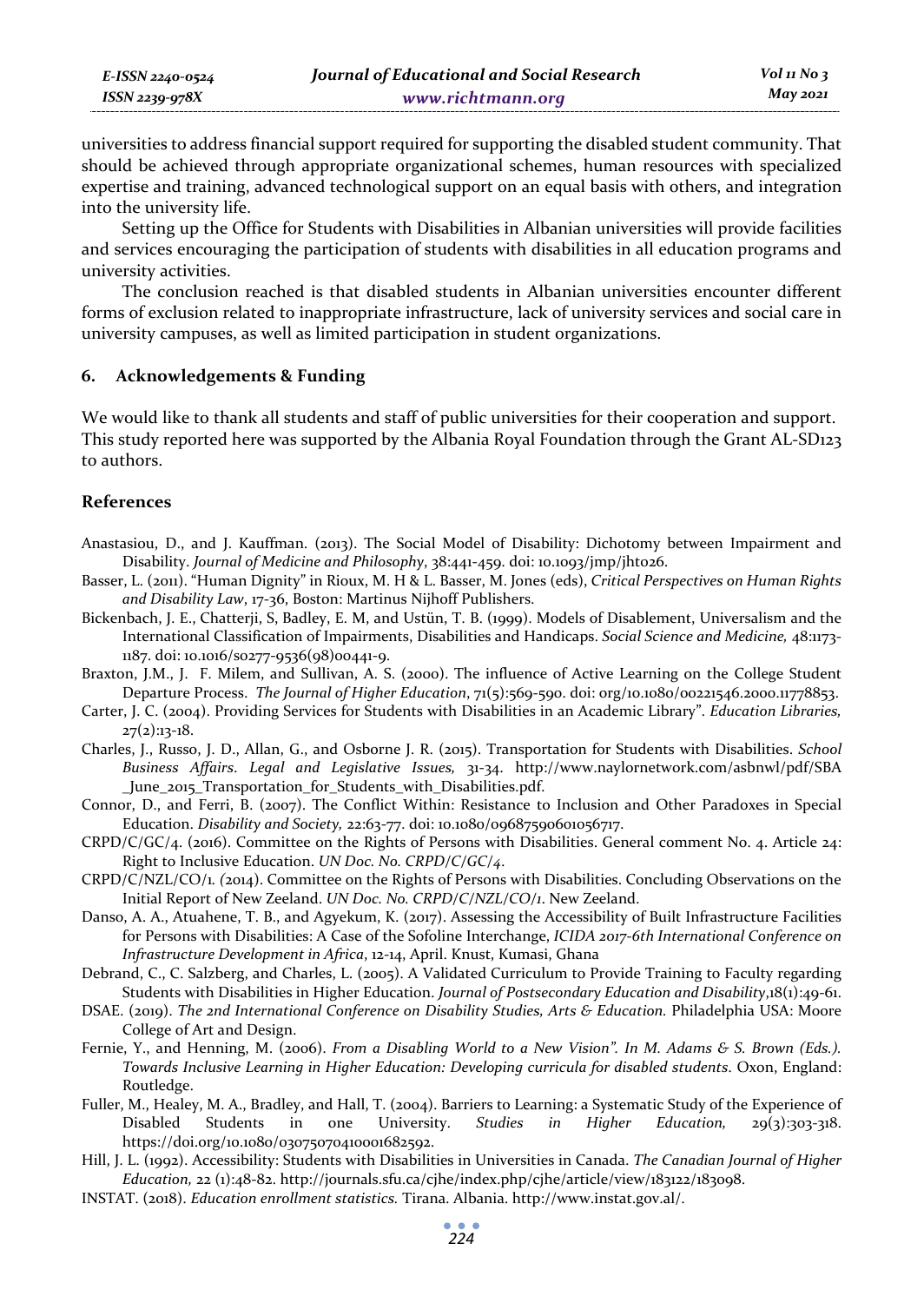universities to address financial support required for supporting the disabled student community. That should be achieved through appropriate organizational schemes, human resources with specialized expertise and training, advanced technological support on an equal basis with others, and integration into the university life.

Setting up the Office for Students with Disabilities in Albanian universities will provide facilities and services encouraging the participation of students with disabilities in all education programs and university activities.

The conclusion reached is that disabled students in Albanian universities encounter different forms of exclusion related to inappropriate infrastructure, lack of university services and social care in university campuses, as well as limited participation in student organizations.

## 6. Acknowledgements & Funding

We would like to thank all students and staff of public universities for their cooperation and support. This study reported here was supported by the Albania Royal Foundation through the Grant AL-SD123 to authors.

## References

Anastasiou, D., and J. Kauffman. (2013). The Social Model of Disability: Dichotomy between Impairment and Disability. *Journal of Medicine and Philosophy*, 38:441-459. doi: 10.1093/jmp/jht026.

Basser, L. (2011). "Human Dignity" in Rioux, M. H & L. Basser, M. Jones (eds), *Critical Perspectives on Human Rights and Disability Law*, 17-36, Boston: Martinus Nijhoff Publishers.

Bickenbach, J. E., Chatterji, S, Badley, E. M, and Ustün, T. B. (1999). Models of Disablement, Universalism and the International Classification of Impairments, Disabilities and Handicaps. *Social Science and Medicine,* 48:1173-1187. doi: 10.1016/s0277-9536(98)00441-9.

Braxton, J.M., J. F. Milem, and Sullivan, A. S. (2000). The influence of Active Learning on the College Student Departure Process. *The Journal of Higher Education*, 71(5):569-590. doi: org/10.1080/00221546.2000.11778853.

Carter, J. C. (2004). Providing Services for Students with Disabilities in an Academic Library". *Education Libraries,* 27(2):13-18.

Charles, J., Russo, J. D., Allan, G., and Osborne J. R. (2015). Transportation for Students with Disabilities. *School Business Affairs. Legal and Legislative Issues,* 31-34. http://www.naylornetwork.com/asbnwl/pdf/SBA_June_2015_Transportation_for_Students_with_Disabilities.pdf.

Connor, D., and Ferri, B. (2007). The Conflict Within: Resistance to Inclusion and Other Paradoxes in Special Education. *Disability and Society,* 22:63-77. doi: 10.1080/09687590601056717.

CRPD/C/GC/4. (2016). Committee on the Rights of Persons with Disabilities. General comment No. 4. Article 24: Right to Inclusive Education. *UN Doc. No. CRPD/C/GC/4*.

CRPD/C/NZL/CO/1. (2014). Committee on the Rights of Persons with Disabilities. Concluding Observations on the Initial Report of New Zeeland. *UN Doc. No. CRPD/C/NZL/CO/1*. New Zeeland.

Danso, A. A., Atuahene, T. B., and Agyekum, K. (2017). Assessing the Accessibility of Built Infrastructure Facilities for Persons with Disabilities: A Case of the Sofoline Interchange, *ICIDA 2017-6th International Conference on Infrastructure Development in Africa*, 12-14, April. Knust, Kumasi, Ghana

Debrand, C., C. Salzberg, and Charles, L. (2005). A Validated Curriculum to Provide Training to Faculty regarding Students with Disabilities in Higher Education. *Journal of Postsecondary Education and Disability*,18(1):49-61.

DSAE. (2019). *The 2nd International Conference on Disability Studies, Arts & Education.* Philadelphia USA: Moore College of Art and Design.

Fernie, Y., and Henning, M. (2006). *From a Disabling World to a New Vision". In M. Adams & S. Brown (Eds.). Towards Inclusive Learning in Higher Education: Developing curricula for disabled students*. Oxon, England: Routledge.

Fuller, M., Healey, M. A., Bradley, and Hall, T. (2004). Barriers to Learning: a Systematic Study of the Experience of Disabled Students in one University. *Studies in Higher Education,* 29(3):303-318. https://doi.org/10.1080/03075070410001682592.

Hill, J. L. (1992). Accessibility: Students with Disabilities in Universities in Canada. *The Canadian Journal of Higher Education,* 22 (1):48-82. http://journals.sfu.ca/cjhe/index.php/cjhe/article/view/183122/183098.

INSTAT. (2018). *Education enrollment statistics.* Tirana. Albania. http://www.instat.gov.al/.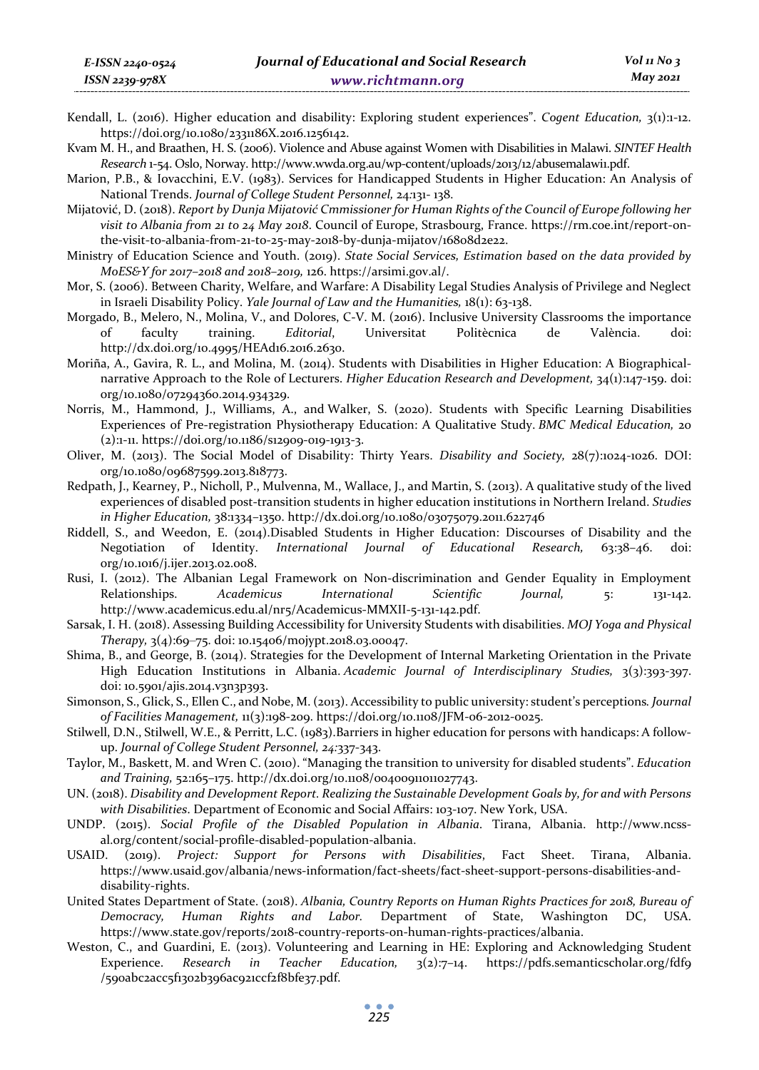Kendall, L. (2016). Higher education and disability: Exploring student experiences". *Cogent Education,* 3(1):1-12. https://doi.org/10.1080/2331186X.2016.1256142.

Kvam M. H., and Braathen, H. S. (2006). Violence and Abuse against Women with Disabilities in Malawi. *SINTEF Health Research* 1-54. Oslo, Norway. http://www.wwda.org.au/wp-content/uploads/2013/12/abusemalawi1.pdf.

Marion, P.B., & Iovacchini, E.V. (1983). Services for Handicapped Students in Higher Education: An Analysis of National Trends. *Journal of College Student Personnel,* 24:131- 138.

Mijatović, D. (2018). *Report by Dunja Mijatović Cmmissioner for Human Rights of the Council of Europe following her visit to Albania from 21 to 24 May 2018*. Council of Europe, Strasbourg, France. https://rm.coe.int/report-on-the-visit-to-albania-from-21-to-25-may-2018-by-dunja-mijatov/16808d2e22.

Ministry of Education Science and Youth. (2019). *State Social Services, Estimation based on the data provided by MoES&Y for 2017–2018 and 2018–2019,* 126. https://arsimi.gov.al/.

Mor, S. (2006). Between Charity, Welfare, and Warfare: A Disability Legal Studies Analysis of Privilege and Neglect in Israeli Disability Policy. *Yale Journal of Law and the Humanities,* 18(1): 63-138.

Morgado, B., Melero, N., Molina, V., and Dolores, C-V. M. (2016). Inclusive University Classrooms the importance of faculty training. *Editorial*, Universitat Politècnica de València. doi: http://dx.doi.org/10.4995/HEAd16.2016.2630.

Moriña, A., Gavira, R. L., and Molina, M. (2014). Students with Disabilities in Higher Education: A Biographical-narrative Approach to the Role of Lecturers. *Higher Education Research and Development,* 34(1):147-159. doi: org/10.1080/07294360.2014.934329.

Norris, M., Hammond, J., Williams, A., and Walker, S. (2020). Students with Specific Learning Disabilities Experiences of Pre-registration Physiotherapy Education: A Qualitative Study. *BMC Medical Education,* 20 (2):1-11. https://doi.org/10.1186/s12909-019-1913-3.

Oliver, M. (2013). The Social Model of Disability: Thirty Years. *Disability and Society,* 28(7):1024-1026. DOI: org/10.1080/09687599.2013.818773.

Redpath, J., Kearney, P., Nicholl, P., Mulvenna, M., Wallace, J., and Martin, S. (2013). A qualitative study of the lived experiences of disabled post-transition students in higher education institutions in Northern Ireland. *Studies in Higher Education,* 38:1334–1350. http://dx.doi.org/10.1080/03075079.2011.622746

Riddell, S., and Weedon, E. (2014).Disabled Students in Higher Education: Discourses of Disability and the Negotiation of Identity. *International Journal of Educational Research,* 63:38–46. doi: org/10.1016/j.ijer.2013.02.008.

Rusi, I. (2012). The Albanian Legal Framework on Non-discrimination and Gender Equality in Employment Relationships. *Academicus International Scientific Journal,* 5: 131-142. http://www.academicus.edu.al/nr5/Academicus-MMXII-5-131-142.pdf.

Sarsak, I. H. (2018). Assessing Building Accessibility for University Students with disabilities. *MOJ Yoga and Physical Therapy,* 3(4):69–75. doi: 10.15406/mojypt.2018.03.00047.

Shima, B., and George, B. (2014). Strategies for the Development of Internal Marketing Orientation in the Private High Education Institutions in Albania. *Academic Journal of Interdisciplinary Studies,* 3(3):393-397. doi: 10.5901/ajis.2014.v3n3p393.

Simonson, S., Glick, S., Ellen C., and Nobe, M. (2013). Accessibility to public university: student's perceptions. *Journal of Facilities Management,* 11(3):198-209. https://doi.org/10.1108/JFM-06-2012-0025.

Stilwell, D.N., Stilwell, W.E., & Perritt, L.C. (1983).Barriers in higher education for persons with handicaps: A follow-up. *Journal of College Student Personnel, 24:*337-343.

Taylor, M., Baskett, M. and Wren C. (2010). "Managing the transition to university for disabled students". *Education and Training,* 52:165–175. http://dx.doi.org/10.1108/00400911011027743.

UN. (2018). *Disability and Development Report. Realizing the Sustainable Development Goals by, for and with Persons with Disabilities*. Department of Economic and Social Affairs: 103-107. New York, USA.

UNDP. (2015). *Social Profile of the Disabled Population in Albania*. Tirana, Albania. http://www.ncss-al.org/content/social-profile-disabled-population-albania.

USAID. (2019). *Project: Support for Persons with Disabilities*, Fact Sheet. Tirana, Albania. https://www.usaid.gov/albania/news-information/fact-sheets/fact-sheet-support-persons-disabilities-and-disability-rights.

United States Department of State. (2018). *Albania, Country Reports on Human Rights Practices for 2018, Bureau of Democracy, Human Rights and Labor.* Department of State, Washington DC, USA. https://www.state.gov/reports/2018-country-reports-on-human-rights-practices/albania.

Weston, C., and Guardini, E. (2013). Volunteering and Learning in HE: Exploring and Acknowledging Student Experience. *Research in Teacher Education,* 3(2):7–14. https://pdfs.semanticscholar.org/fdf9/590abc2acc5f1302b396ac921ccf2f8bfe37.pdf.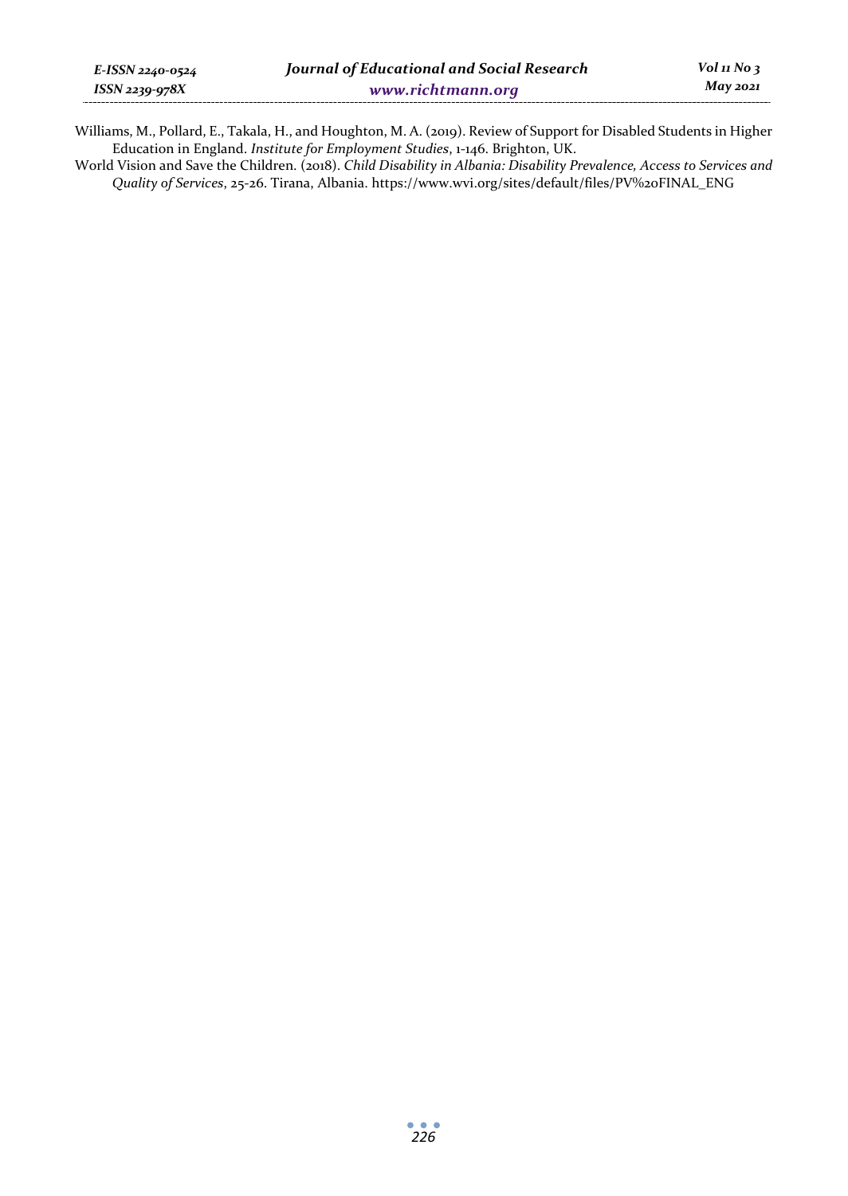Williams, M., Pollard, E., Takala, H., and Houghton, M. A. (2019). Review of Support for Disabled Students in Higher Education in England. *Institute for Employment Studies*, 1-146. Brighton, UK.

World Vision and Save the Children. (2018). *Child Disability in Albania: Disability Prevalence, Access to Services and Quality of Services*, 25-26. Tirana, Albania. https://www.wvi.org/sites/default/files/PV%20FINAL_ENG